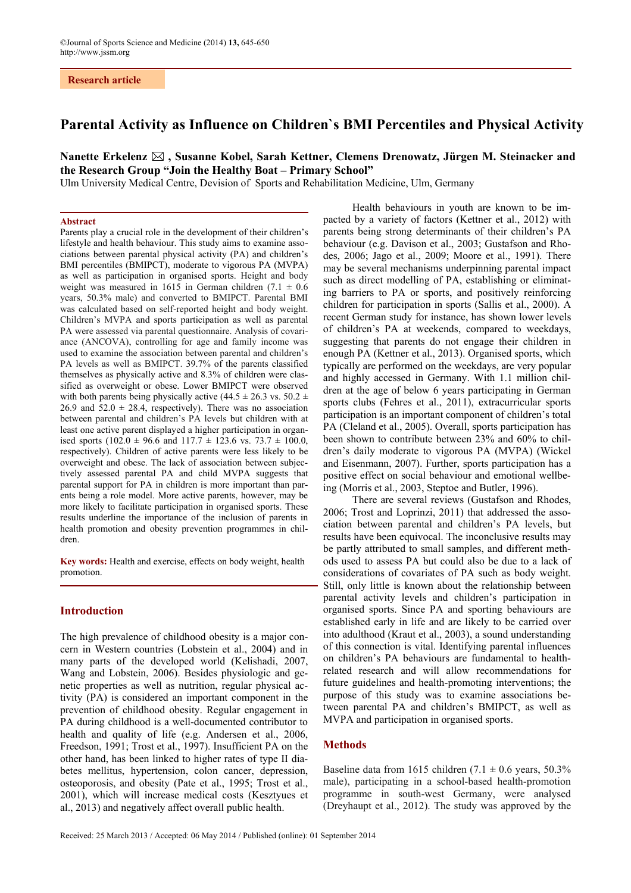Research article

# Parental Activity as Influence on Children`s BMI Percentiles and Physical Activity

**Nanette Erkelenz ✉ , Susanne Kobel, Sarah Kettner, Clemens Drenowatz, Jürgen M. Steinacker and the Research Group "Join the Healthy Boat – Primary School"**

Ulm University Medical Centre, Devision of Sports and Rehabilitation Medicine, Ulm, Germany

## Abstract

Parents play a crucial role in the development of their children's lifestyle and health behaviour. This study aims to examine associations between parental physical activity (PA) and children's BMI percentiles (BMIPCT), moderate to vigorous PA (MVPA) as well as participation in organised sports. Height and body weight was measured in 1615 in German children (7.1 ± 0.6 years, 50.3% male) and converted to BMIPCT. Parental BMI was calculated based on self-reported height and body weight. Children's MVPA and sports participation as well as parental PA were assessed via parental questionnaire. Analysis of covariance (ANCOVA), controlling for age and family income was used to examine the association between parental and children's PA levels as well as BMIPCT. 39.7% of the parents classified themselves as physically active and 8.3% of children were classified as overweight or obese. Lower BMIPCT were observed with both parents being physically active (44.5 ± 26.3 vs. 50.2 ± 26.9 and 52.0 ± 28.4, respectively). There was no association between parental and children's PA levels but children with at least one active parent displayed a higher participation in organised sports (102.0 ± 96.6 and 117.7 ± 123.6 vs. 73.7 ± 100.0, respectively). Children of active parents were less likely to be overweight and obese. The lack of association between subjectively assessed parental PA and child MVPA suggests that parental support for PA in children is more important than parents being a role model. More active parents, however, may be more likely to facilitate participation in organised sports. These results underline the importance of the inclusion of parents in health promotion and obesity prevention programmes in children.

**Key words:** Health and exercise, effects on body weight, health promotion.

## Introduction

The high prevalence of childhood obesity is a major concern in Western countries (Lobstein et al., 2004) and in many parts of the developed world (Kelishadi, 2007, Wang and Lobstein, 2006). Besides physiologic and genetic properties as well as nutrition, regular physical activity (PA) is considered an important component in the prevention of childhood obesity. Regular engagement in PA during childhood is a well-documented contributor to health and quality of life (e.g. Andersen et al., 2006, Freedson, 1991; Trost et al., 1997). Insufficient PA on the other hand, has been linked to higher rates of type II diabetes mellitus, hypertension, colon cancer, depression, osteoporosis, and obesity (Pate et al., 1995; Trost et al., 2001), which will increase medical costs (Kesztyues et al., 2013) and negatively affect overall public health.

Health behaviours in youth are known to be impacted by a variety of factors (Kettner et al., 2012) with parents being strong determinants of their children's PA behaviour (e.g. Davison et al., 2003; Gustafson and Rhodes, 2006; Jago et al., 2009; Moore et al., 1991). There may be several mechanisms underpinning parental impact such as direct modelling of PA, establishing or eliminating barriers to PA or sports, and positively reinforcing children for participation in sports (Sallis et al., 2000). A recent German study for instance, has shown lower levels of children's PA at weekends, compared to weekdays, suggesting that parents do not engage their children in enough PA (Kettner et al., 2013). Organised sports, which typically are performed on the weekdays, are very popular and highly accessed in Germany. With 1.1 million children at the age of below 6 years participating in German sports clubs (Fehres et al., 2011), extracurricular sports participation is an important component of children's total PA (Cleland et al., 2005). Overall, sports participation has been shown to contribute between 23% and 60% to children's daily moderate to vigorous PA (MVPA) (Wickel and Eisenmann, 2007). Further, sports participation has a positive effect on social behaviour and emotional wellbeing (Morris et al., 2003, Steptoe and Butler, 1996).

There are several reviews (Gustafson and Rhodes, 2006; Trost and Loprinzi, 2011) that addressed the association between parental and children's PA levels, but results have been equivocal. The inconclusive results may be partly attributed to small samples, and different methods used to assess PA but could also be due to a lack of considerations of covariates of PA such as body weight. Still, only little is known about the relationship between parental activity levels and children's participation in organised sports. Since PA and sporting behaviours are established early in life and are likely to be carried over into adulthood (Kraut et al., 2003), a sound understanding of this connection is vital. Identifying parental influences on children's PA behaviours are fundamental to health-related research and will allow recommendations for future guidelines and health-promoting interventions; the purpose of this study was to examine associations between parental PA and children's BMIPCT, as well as MVPA and participation in organised sports.

## Methods

Baseline data from 1615 children (7.1 ± 0.6 years, 50.3% male), participating in a school-based health-promotion programme in south-west Germany, were analysed (Dreyhaupt et al., 2012). The study was approved by the

Received: 25 March 2013 / Accepted: 06 May 2014 / Published (online): 01 September 2014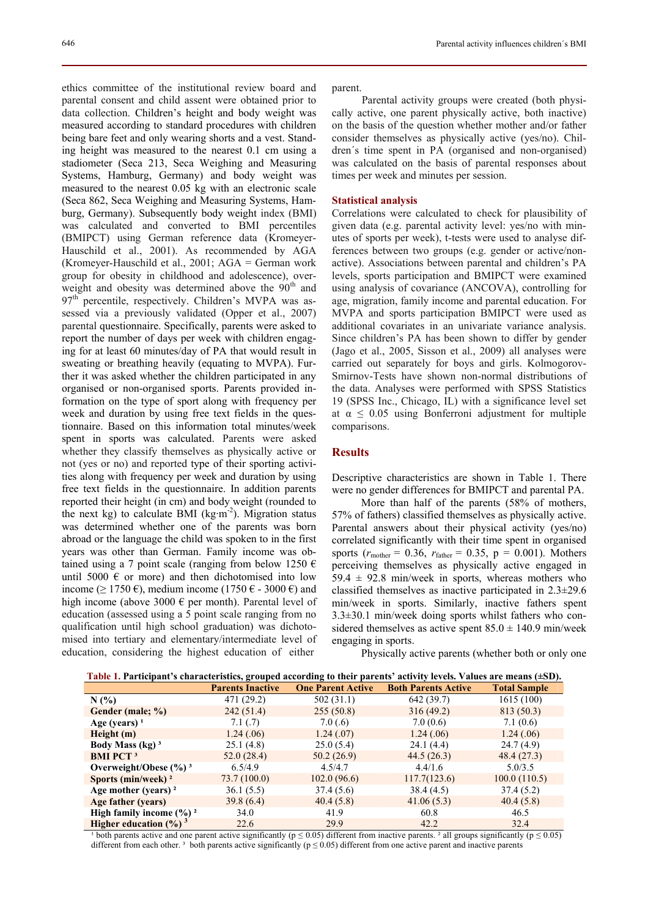ethics committee of the institutional review board and parental consent and child assent were obtained prior to data collection. Children's height and body weight was measured according to standard procedures with children being bare feet and only wearing shorts and a vest. Standing height was measured to the nearest 0.1 cm using a stadiometer (Seca 213, Seca Weighing and Measuring Systems, Hamburg, Germany) and body weight was measured to the nearest 0.05 kg with an electronic scale (Seca 862, Seca Weighing and Measuring Systems, Hamburg, Germany). Subsequently body weight index (BMI) was calculated and converted to BMI percentiles (BMIPCT) using German reference data (Kromeyer-Hauschild et al., 2001). As recommended by AGA (Kromeyer-Hauschild et al., 2001; AGA = German work group for obesity in childhood and adolescence), overweight and obesity was determined above the 90th and 97th percentile, respectively. Children's MVPA was assessed via a previously validated (Opper et al., 2007) parental questionnaire. Specifically, parents were asked to report the number of days per week with children engaging for at least 60 minutes/day of PA that would result in sweating or breathing heavily (equating to MVPA). Further it was asked whether the children participated in any organised or non-organised sports. Parents provided information on the type of sport along with frequency per week and duration by using free text fields in the questionnaire. Based on this information total minutes/week spent in sports was calculated. Parents were asked whether they classify themselves as physically active or not (yes or no) and reported type of their sporting activities along with frequency per week and duration by using free text fields in the questionnaire. In addition parents reported their height (in cm) and body weight (rounded to the next kg) to calculate BMI ($kg \cdot m^{-2}$). Migration status was determined whether one of the parents was born abroad or the language the child was spoken to in the first years was other than German. Family income was obtained using a 7 point scale (ranging from below 1250 € until 5000 € or more) and then dichotomised into low income (≥ 1750 €), medium income (1750 € - 3000 €) and high income (above 3000 € per month). Parental level of education (assessed using a 5 point scale ranging from no qualification until high school graduation) was dichotomised into tertiary and elementary/intermediate level of education, considering the highest education of either parent.

Parental activity groups were created (both physically active, one parent physically active, both inactive) on the basis of the question whether mother and/or father consider themselves as physically active (yes/no). Children´s time spent in PA (organised and non-organised) was calculated on the basis of parental responses about times per week and minutes per session.

## Statistical analysis

Correlations were calculated to check for plausibility of given data (e.g. parental activity level: yes/no with minutes of sports per week), t-tests were used to analyse differences between two groups (e.g. gender or active/non-active). Associations between parental and children's PA levels, sports participation and BMIPCT were examined using analysis of covariance (ANCOVA), controlling for age, migration, family income and parental education. For MVPA and sports participation BMIPCT were used as additional covariates in an univariate variance analysis. Since children's PA has been shown to differ by gender (Jago et al., 2005, Sisson et al., 2009) all analyses were carried out separately for boys and girls. Kolmogorov-Smirnov-Tests have shown non-normal distributions of the data. Analyses were performed with SPSS Statistics 19 (SPSS Inc., Chicago, IL) with a significance level set at $\alpha \leq 0.05$ using Bonferroni adjustment for multiple comparisons.

## Results

Descriptive characteristics are shown in Table 1. There were no gender differences for BMIPCT and parental PA.

More than half of the parents (58% of mothers, 57% of fathers) classified themselves as physically active. Parental answers about their physical activity (yes/no) correlated significantly with their time spent in organised sports ($r_{mother} = 0.36$, $r_{father} = 0.35$, $p = 0.001$). Mothers perceiving themselves as physically active engaged in 59.4 ± 92.8 min/week in sports, whereas mothers who classified themselves as inactive participated in 2.3±29.6 min/week in sports. Similarly, inactive fathers spent 3.3±30.1 min/week doing sports whilst fathers who considered themselves as active spent 85.0 ± 140.9 min/week engaging in sports.

Physically active parents (whether both or only one

**Table 1. Participant's characteristics, grouped according to their parents' activity levels. Values are means (±SD).**

| | Parents Inactive | One Parent Active | Both Parents Active | Total Sample |
|---|---|---|---|---|
| **N (%)** | 471 (29.2) | 502 (31.1) | 642 (39.7) | 1615 (100) |
| **Gender (male; %)** | 242 (51.4) | 255 (50.8) | 316 (49.2) | 813 (50.3) |
| **Age (years) [1]** | 7.1 (.7) | 7.0 (.6) | 7.0 (0.6) | 7.1 (0.6) |
| **Height (m)** | 1.24 (.06) | 1.24 (.07) | 1.24 (.06) | 1.24 (.06) |
| **Body Mass (kg) [3]** | 25.1 (4.8) | 25.0 (5.4) | 24.1 (4.4) | 24.7 (4.9) |
| **BMI PCT [3]** | 52.0 (28.4) | 50.2 (26.9) | 44.5 (26.3) | 48.4 (27.3) |
| **Overweight/Obese (%) [3]** | 6.5/4.9 | 4.5/4.7 | 4.4/1.6 | 5.0/3.5 |
| **Sports (min/week) [2]** | 73.7 (100.0) | 102.0 (96.6) | 117.7(123.6) | 100.0 (110.5) |
| **Age mother (years) [2]** | 36.1 (5.5) | 37.4 (5.6) | 38.4 (4.5) | 37.4 (5.2) |
| **Age father (years)** | 39.8 (6.4) | 40.4 (5.8) | 41.06 (5.3) | 40.4 (5.8) |
| **High family income (%) [2]** | 34.0 | 41.9 | 60.8 | 46.5 |
| **Higher education (%) [3]** | 22.6 | 29.9 | 42.2 | 32.4 |

[1] both parents active and one parent active significantly ($p \leq 0.05$) different from inactive parents. [2] all groups significantly ($p \leq 0.05$) different from each other. [3] both parents active significantly ($p \leq 0.05$) different from one active parent and inactive parents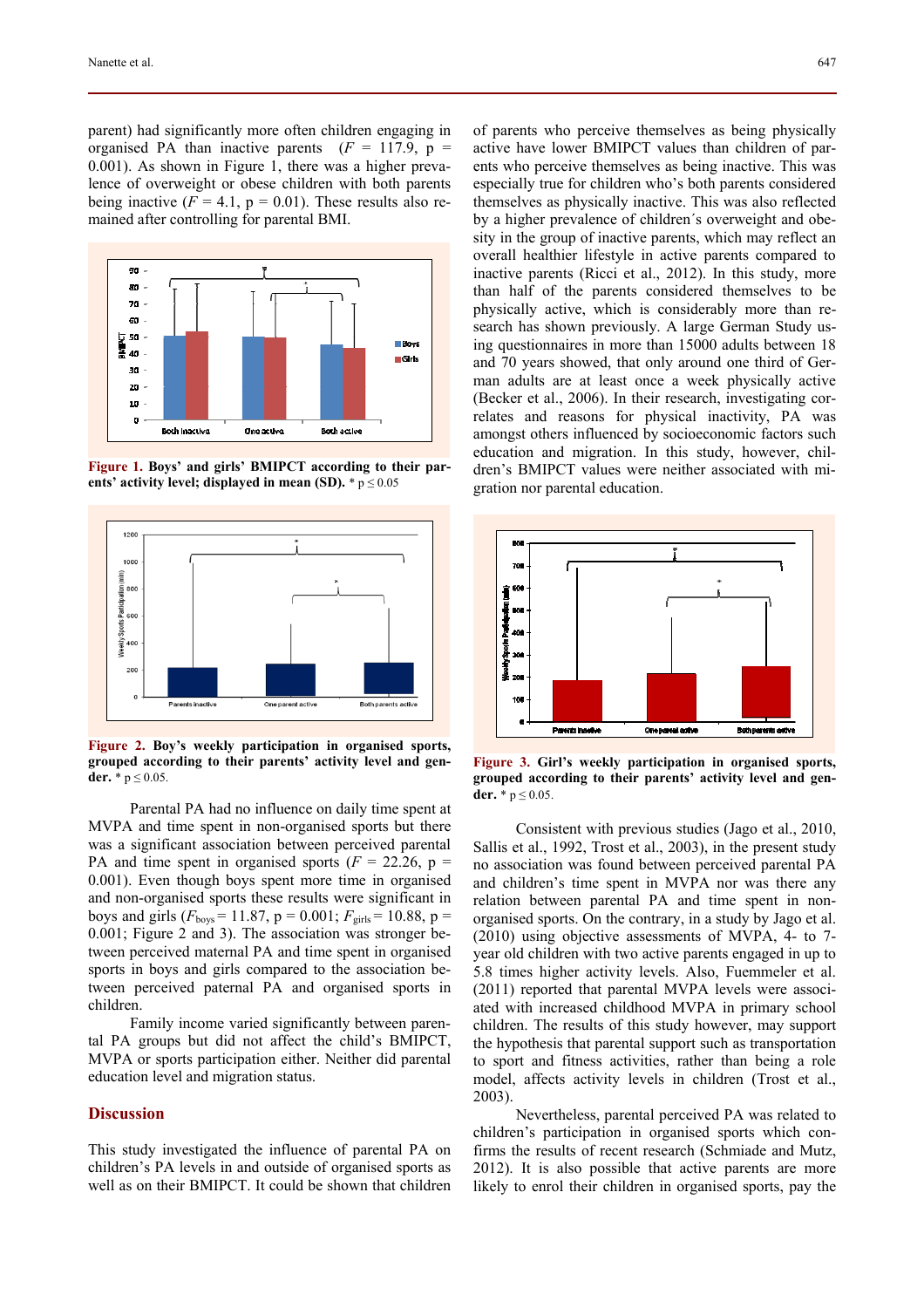parent) had significantly more often children engaging in organised PA than inactive parents ($F = 117.9$, $p = 0.001$). As shown in Figure 1, there was a higher prevalence of overweight or obese children with both parents being inactive ($F = 4.1$, $p = 0.01$). These results also remained after controlling for parental BMI.

**Figure 1. Boys' and girls' BMIPCT according to their parents' activity level; displayed in mean (SD).** * $p \leq 0.05$

**Figure 2. Boy's weekly participation in organised sports, grouped according to their parents' activity level and gender.** * $p \leq 0.05$.

Parental PA had no influence on daily time spent at MVPA and time spent in non-organised sports but there was a significant association between perceived parental PA and time spent in organised sports ($F = 22.26$, $p = 0.001$). Even though boys spent more time in organised and non-organised sports these results were significant in boys and girls ($F_{boys} = 11.87$, $p = 0.001$; $F_{girls} = 10.88$, $p = 0.001$; Figure 2 and 3). The association was stronger between perceived maternal PA and time spent in organised sports in boys and girls compared to the association between perceived paternal PA and organised sports in children.

Family income varied significantly between parental PA groups but did not affect the child's BMIPCT, MVPA or sports participation either. Neither did parental education level and migration status.

## Discussion

This study investigated the influence of parental PA on children's PA levels in and outside of organised sports as well as on their BMIPCT. It could be shown that children of parents who perceive themselves as being physically active have lower BMIPCT values than children of parents who perceive themselves as being inactive. This was especially true for children who's both parents considered themselves as physically inactive. This was also reflected by a higher prevalence of children´s overweight and obesity in the group of inactive parents, which may reflect an overall healthier lifestyle in active parents compared to inactive parents (Ricci et al., 2012). In this study, more than half of the parents considered themselves to be physically active, which is considerably more than research has shown previously. A large German Study using questionnaires in more than 15000 adults between 18 and 70 years showed, that only around one third of German adults are at least once a week physically active (Becker et al., 2006). In their research, investigating correlates and reasons for physical inactivity, PA was amongst others influenced by socioeconomic factors such education and migration. In this study, however, children's BMIPCT values were neither associated with migration nor parental education.

**Figure 3. Girl's weekly participation in organised sports, grouped according to their parents' activity level and gender.** * $p \leq 0.05$.

Consistent with previous studies (Jago et al., 2010, Sallis et al., 1992, Trost et al., 2003), in the present study no association was found between perceived parental PA and children's time spent in MVPA nor was there any relation between parental PA and time spent in non-organised sports. On the contrary, in a study by Jago et al. (2010) using objective assessments of MVPA, 4- to 7-year old children with two active parents engaged in up to 5.8 times higher activity levels. Also, Fuemmeler et al. (2011) reported that parental MVPA levels were associated with increased childhood MVPA in primary school children. The results of this study however, may support the hypothesis that parental support such as transportation to sport and fitness activities, rather than being a role model, affects activity levels in children (Trost et al., 2003).

Nevertheless, parental perceived PA was related to children's participation in organised sports which confirms the results of recent research (Schmiade and Mutz, 2012). It is also possible that active parents are more likely to enrol their children in organised sports, pay the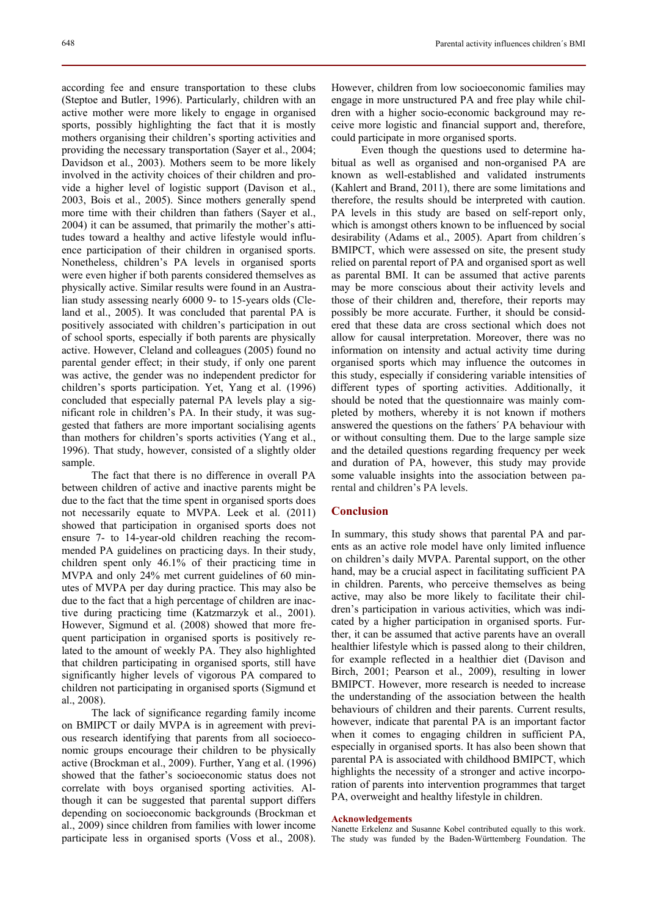according fee and ensure transportation to these clubs (Steptoe and Butler, 1996). Particularly, children with an active mother were more likely to engage in organised sports, possibly highlighting the fact that it is mostly mothers organising their children's sporting activities and providing the necessary transportation (Sayer et al., 2004; Davidson et al., 2003). Mothers seem to be more likely involved in the activity choices of their children and provide a higher level of logistic support (Davison et al., 2003, Bois et al., 2005). Since mothers generally spend more time with their children than fathers (Sayer et al., 2004) it can be assumed, that primarily the mother's attitudes toward a healthy and active lifestyle would influence participation of their children in organised sports. Nonetheless, children's PA levels in organised sports were even higher if both parents considered themselves as physically active. Similar results were found in an Australian study assessing nearly 6000 9- to 15-years olds (Cleland et al., 2005). It was concluded that parental PA is positively associated with children's participation in out of school sports, especially if both parents are physically active. However, Cleland and colleagues (2005) found no parental gender effect; in their study, if only one parent was active, the gender was no independent predictor for children's sports participation. Yet, Yang et al. (1996) concluded that especially paternal PA levels play a significant role in children's PA. In their study, it was suggested that fathers are more important socialising agents than mothers for children's sports activities (Yang et al., 1996). That study, however, consisted of a slightly older sample.

The fact that there is no difference in overall PA between children of active and inactive parents might be due to the fact that the time spent in organised sports does not necessarily equate to MVPA. Leek et al. (2011) showed that participation in organised sports does not ensure 7- to 14-year-old children reaching the recommended PA guidelines on practicing days. In their study, children spent only 46.1% of their practicing time in MVPA and only 24% met current guidelines of 60 minutes of MVPA per day during practice. This may also be due to the fact that a high percentage of children are inactive during practicing time (Katzmarzyk et al., 2001). However, Sigmund et al. (2008) showed that more frequent participation in organised sports is positively related to the amount of weekly PA. They also highlighted that children participating in organised sports, still have significantly higher levels of vigorous PA compared to children not participating in organised sports (Sigmund et al., 2008).

The lack of significance regarding family income on BMIPCT or daily MVPA is in agreement with previous research identifying that parents from all socioeconomic groups encourage their children to be physically active (Brockman et al., 2009). Further, Yang et al. (1996) showed that the father's socioeconomic status does not correlate with boys organised sporting activities. Although it can be suggested that parental support differs depending on socioeconomic backgrounds (Brockman et al., 2009) since children from families with lower income participate less in organised sports (Voss et al., 2008). However, children from low socioeconomic families may engage in more unstructured PA and free play while children with a higher socio-economic background may receive more logistic and financial support and, therefore, could participate in more organised sports.

Even though the questions used to determine habitual as well as organised and non-organised PA are known as well-established and validated instruments (Kahlert and Brand, 2011), there are some limitations and therefore, the results should be interpreted with caution. PA levels in this study are based on self-report only, which is amongst others known to be influenced by social desirability (Adams et al., 2005). Apart from children´s BMIPCT, which were assessed on site, the present study relied on parental report of PA and organised sport as well as parental BMI. It can be assumed that active parents may be more conscious about their activity levels and those of their children and, therefore, their reports may possibly be more accurate. Further, it should be considered that these data are cross sectional which does not allow for causal interpretation. Moreover, there was no information on intensity and actual activity time during organised sports which may influence the outcomes in this study, especially if considering variable intensities of different types of sporting activities. Additionally, it should be noted that the questionnaire was mainly completed by mothers, whereby it is not known if mothers answered the questions on the fathers´ PA behaviour with or without consulting them. Due to the large sample size and the detailed questions regarding frequency per week and duration of PA, however, this study may provide some valuable insights into the association between parental and children's PA levels.

## Conclusion

In summary, this study shows that parental PA and parents as an active role model have only limited influence on children's daily MVPA. Parental support, on the other hand, may be a crucial aspect in facilitating sufficient PA in children. Parents, who perceive themselves as being active, may also be more likely to facilitate their children's participation in various activities, which was indicated by a higher participation in organised sports. Further, it can be assumed that active parents have an overall healthier lifestyle which is passed along to their children, for example reflected in a healthier diet (Davison and Birch, 2001; Pearson et al., 2009), resulting in lower BMIPCT. However, more research is needed to increase the understanding of the association between the health behaviours of children and their parents. Current results, however, indicate that parental PA is an important factor when it comes to engaging children in sufficient PA, especially in organised sports. It has also been shown that parental PA is associated with childhood BMIPCT, which highlights the necessity of a stronger and active incorporation of parents into intervention programmes that target PA, overweight and healthy lifestyle in children.

#### Acknowledgements

Nanette Erkelenz and Susanne Kobel contributed equally to this work. The study was funded by the Baden-Württemberg Foundation. The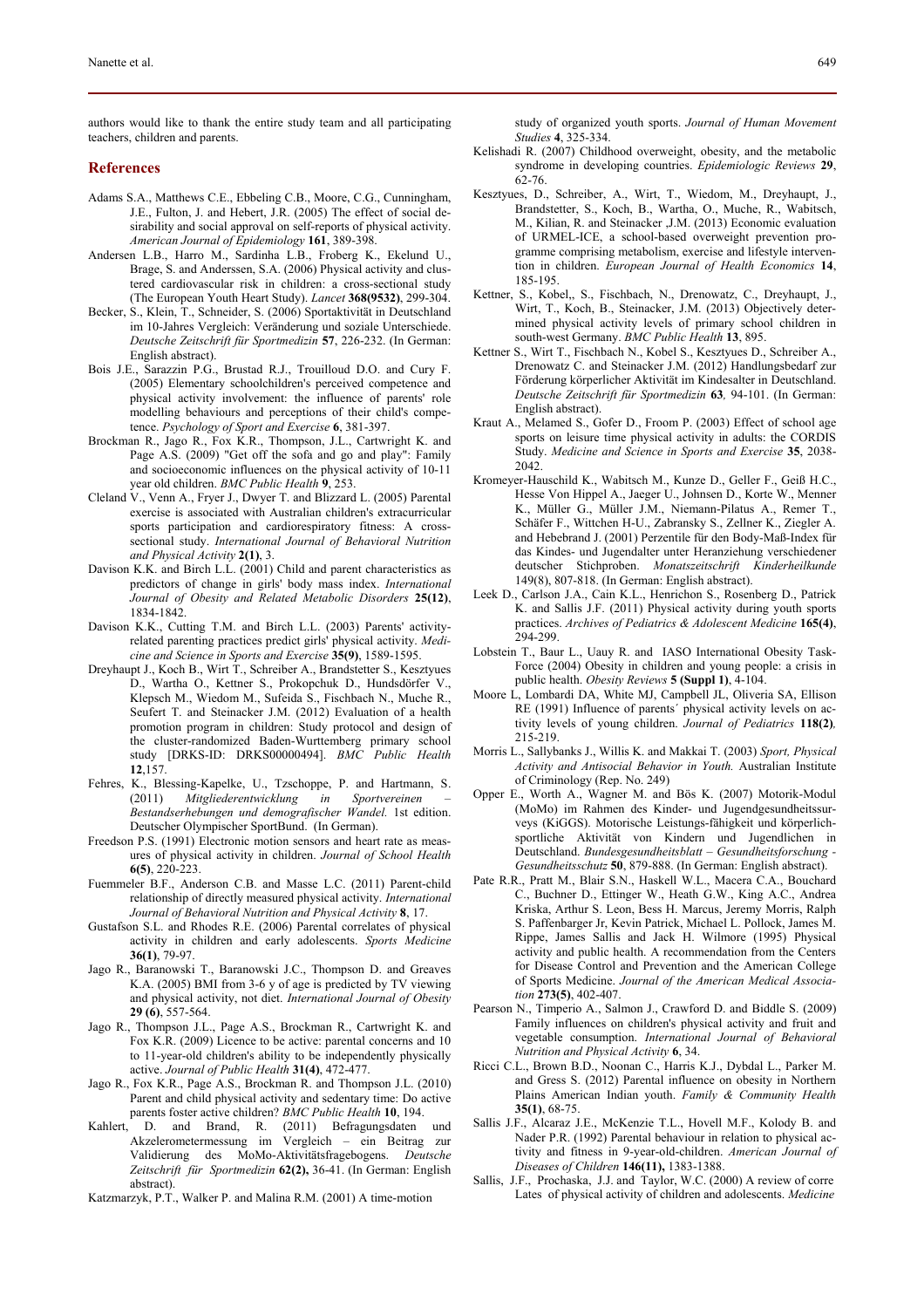authors would like to thank the entire study team and all participating teachers, children and parents.

## References

Adams S.A., Matthews C.E., Ebbeling C.B., Moore, C.G., Cunningham, J.E., Fulton, J. and Hebert, J.R. (2005) The effect of social desirability and social approval on self-reports of physical activity. *American Journal of Epidemiology* **161**, 389-398.

Andersen L.B., Harro M., Sardinha L.B., Froberg K., Ekelund U., Brage, S. and Anderssen, S.A. (2006) Physical activity and clustered cardiovascular risk in children: a cross-sectional study (The European Youth Heart Study). *Lancet* **368(9532)**, 299-304.

Becker, S., Klein, T., Schneider, S. (2006) Sportaktivität in Deutschland im 10-Jahres Vergleich: Veränderung und soziale Unterschiede. *Deutsche Zeitschrift für Sportmedizin* **57**, 226-232. (In German: English abstract).

Bois J.E., Sarazzin P.G., Brustad R.J., Trouilloud D.O. and Cury F. (2005) Elementary schoolchildren's perceived competence and physical activity involvement: the influence of parents' role modelling behaviours and perceptions of their child's competence. *Psychology of Sport and Exercise* **6**, 381-397.

Brockman R., Jago R., Fox K.R., Thompson, J.L., Cartwright K. and Page A.S. (2009) "Get off the sofa and go and play": Family and socioeconomic influences on the physical activity of 10-11 year old children. *BMC Public Health* **9**, 253.

Cleland V., Venn A., Fryer J., Dwyer T. and Blizzard L. (2005) Parental exercise is associated with Australian children's extracurricular sports participation and cardiorespiratory fitness: A cross-sectional study. *International Journal of Behavioral Nutrition and Physical Activity* **2(1)**, 3.

Davison K.K. and Birch L.L. (2001) Child and parent characteristics as predictors of change in girls' body mass index. *International Journal of Obesity and Related Metabolic Disorders* **25(12)**, 1834-1842.

Davison K.K., Cutting T.M. and Birch L.L. (2003) Parents' activity-related parenting practices predict girls' physical activity. *Medicine and Science in Sports and Exercise* **35(9)**, 1589-1595.

Dreyhaupt J., Koch B., Wirt T., Schreiber A., Brandstetter S., Kesztyues D., Wartha O., Kettner S., Prokopchuk D., Hundsdörfer V., Klepsch M., Wiedom M., Sufeida S., Fischbach N., Muche R., Seufert T. and Steinacker J.M. (2012) Evaluation of a health promotion program in children: Study protocol and design of the cluster-randomized Baden-Wurttemberg primary school study [DRKS-ID: DRKS00000494]. *BMC Public Health* **12**,157.

Fehres, K., Blessing-Kapelke, U., Tzschoppe, P. and Hartmann, S. (2011) *Mitgliederentwicklung in Sportvereinen – Bestandserhebungen und demografischer Wandel.* 1st edition. Deutscher Olympischer SportBund. (In German).

Freedson P.S. (1991) Electronic motion sensors and heart rate as measures of physical activity in children. *Journal of School Health* **6(5)**, 220-223.

Fuemmeler B.F., Anderson C.B. and Masse L.C. (2011) Parent-child relationship of directly measured physical activity. *International Journal of Behavioral Nutrition and Physical Activity* **8**, 17.

Gustafson S.L. and Rhodes R.E. (2006) Parental correlates of physical activity in children and early adolescents. *Sports Medicine* **36(1)**, 79-97.

Jago R., Baranowski T., Baranowski J.C., Thompson D. and Greaves K.A. (2005) BMI from 3-6 y of age is predicted by TV viewing and physical activity, not diet. *International Journal of Obesity* **29 (6)**, 557-564.

Jago R., Thompson J.L., Page A.S., Brockman R., Cartwright K. and Fox K.R. (2009) Licence to be active: parental concerns and 10 to 11-year-old children's ability to be independently physically active. *Journal of Public Health* **31(4)**, 472-477.

Jago R., Fox K.R., Page A.S., Brockman R. and Thompson J.L. (2010) Parent and child physical activity and sedentary time: Do active parents foster active children? *BMC Public Health* **10**, 194.

Kahlert, D. and Brand, R. (2011) Befragungsdaten und Akzelerometermessung im Vergleich – ein Beitrag zur Validierung des MoMo-Aktivitätsfragebogens. *Deutsche Zeitschrift für Sportmedizin* **62(2),** 36-41. (In German: English abstract).

Katzmarzyk, P.T., Walker P. and Malina R.M. (2001) A time-motion study of organized youth sports. *Journal of Human Movement Studies* **4**, 325-334.

Kelishadi R. (2007) Childhood overweight, obesity, and the metabolic syndrome in developing countries. *Epidemiologic Reviews* **29**, 62-76.

Kesztyues, D., Schreiber, A., Wirt, T., Wiedom, M., Dreyhaupt, J., Brandstetter, S., Koch, B., Wartha, O., Muche, R., Wabitsch, M., Kilian, R. and Steinacker ,J.M. (2013) Economic evaluation of URMEL-ICE, a school-based overweight prevention programme comprising metabolism, exercise and lifestyle intervention in children. *European Journal of Health Economics* **14**, 185-195.

Kettner, S., Kobel,, S., Fischbach, N., Drenowatz, C., Dreyhaupt, J., Wirt, T., Koch, B., Steinacker, J.M. (2013) Objectively determined physical activity levels of primary school children in south-west Germany. *BMC Public Health* **13**, 895.

Kettner S., Wirt T., Fischbach N., Kobel S., Kesztyues D., Schreiber A., Drenowatz C. and Steinacker J.M. (2012) Handlungsbedarf zur Förderung körperlicher Aktivität im Kindesalter in Deutschland. *Deutsche Zeitschrift für Sportmedizin* **63***,* 94-101. (In German: English abstract).

Kraut A., Melamed S., Gofer D., Froom P. (2003) Effect of school age sports on leisure time physical activity in adults: the CORDIS Study. *Medicine and Science in Sports and Exercise* **35**, 2038-2042.

Kromeyer-Hauschild K., Wabitsch M., Kunze D., Geller F., Geiß H.C., Hesse Von Hippel A., Jaeger U., Johnsen D., Korte W., Menner K., Müller G., Müller J.M., Niemann-Pilatus A., Remer T., Schäfer F., Wittchen H-U., Zabransky S., Zellner K., Ziegler A. and Hebebrand J. (2001) Perzentile für den Body-Maß-Index für das Kindes- und Jugendalter unter Heranziehung verschiedener deutscher Stichproben. *Monatszeitschrift Kinderheilkunde* 149(8), 807-818. (In German: English abstract).

Leek D., Carlson J.A., Cain K.L., Henrichon S., Rosenberg D., Patrick K. and Sallis J.F. (2011) Physical activity during youth sports practices. *Archives of Pediatrics & Adolescent Medicine* **165(4)**, 294-299.

Lobstein T., Baur L., Uauy R. and IASO International Obesity Task-Force (2004) Obesity in children and young people: a crisis in public health. *Obesity Reviews* **5 (Suppl 1)**, 4-104.

Moore L, Lombardi DA, White MJ, Campbell JL, Oliveria SA, Ellison RE (1991) Influence of parents´ physical activity levels on activity levels of young children. *Journal of Pediatrics* **118(2)***,* 215-219.

Morris L., Sallybanks J., Willis K. and Makkai T. (2003) *Sport, Physical Activity and Antisocial Behavior in Youth.* Australian Institute of Criminology (Rep. No. 249)

Opper E., Worth A., Wagner M. and Bös K. (2007) Motorik-Modul (MoMo) im Rahmen des Kinder- und Jugendgesundheitssurveys (KiGGS). Motorische Leistungs-fähigkeit und körperlich-sportliche Aktivität von Kindern und Jugendlichen in Deutschland. *Bundesgesundheitsblatt – Gesundheitsforschung - Gesundheitsschutz* **50**, 879-888. (In German: English abstract).

Pate R.R., Pratt M., Blair S.N., Haskell W.L., Macera C.A., Bouchard C., Buchner D., Ettinger W., Heath G.W., King A.C., Andrea Kriska, Arthur S. Leon, Bess H. Marcus, Jeremy Morris, Ralph S. Paffenbarger Jr, Kevin Patrick, Michael L. Pollock, James M. Rippe, James Sallis and Jack H. Wilmore (1995) Physical activity and public health. A recommendation from the Centers for Disease Control and Prevention and the American College of Sports Medicine. *Journal of the American Medical Association* **273(5)**, 402-407.

Pearson N., Timperio A., Salmon J., Crawford D. and Biddle S. (2009) Family influences on children's physical activity and fruit and vegetable consumption. *International Journal of Behavioral Nutrition and Physical Activity* **6**, 34.

Ricci C.L., Brown B.D., Noonan C., Harris K.J., Dybdal L., Parker M. and Gress S. (2012) Parental influence on obesity in Northern Plains American Indian youth. *Family & Community Health* **35(1)**, 68-75.

Sallis J.F., Alcaraz J.E., McKenzie T.L., Hovell M.F., Kolody B. and Nader P.R. (1992) Parental behaviour in relation to physical activity and fitness in 9-year-old-children. *American Journal of Diseases of Children* **146(11),** 1383-1388.

Sallis, J.F., Prochaska, J.J. and Taylor, W.C. (2000) A review of corre Lates of physical activity of children and adolescents. *Medicine*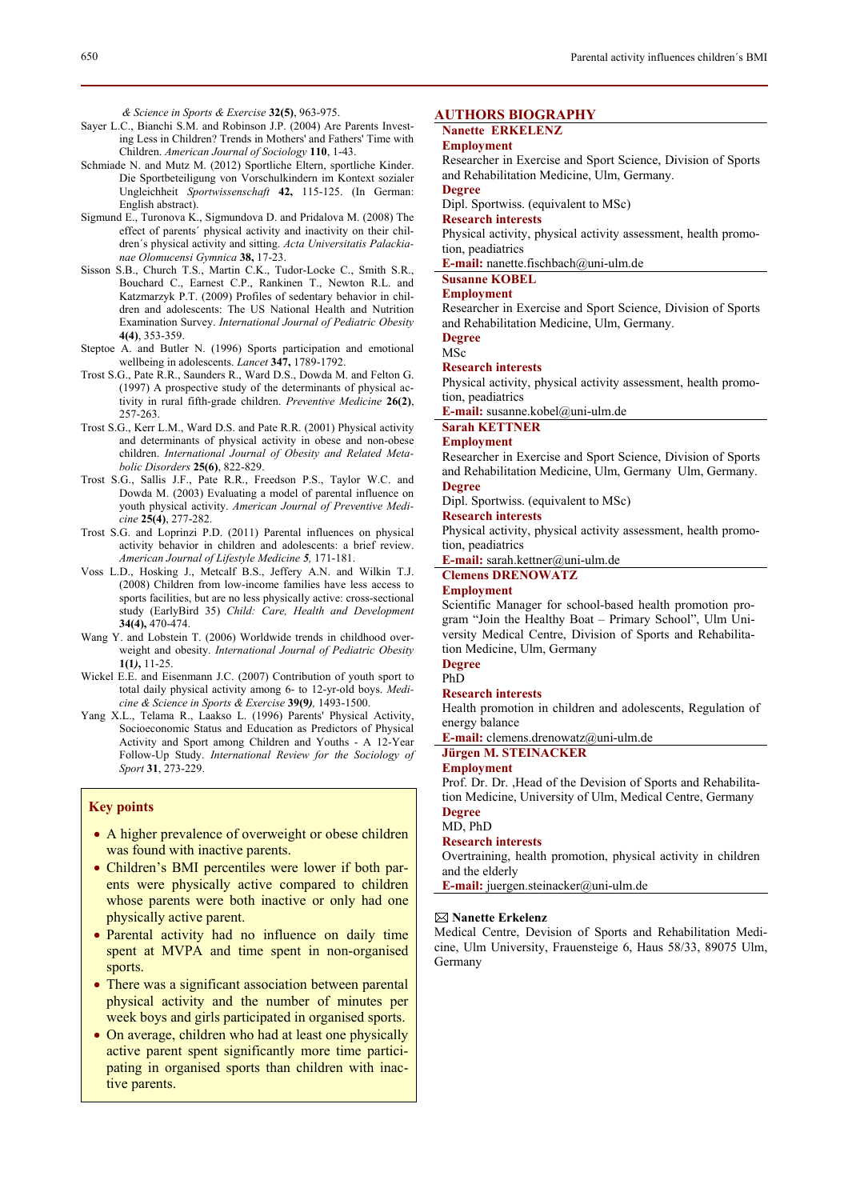*& Science in Sports & Exercise* **32(5)**, 963-975.

Sayer L.C., Bianchi S.M. and Robinson J.P. (2004) Are Parents Investing Less in Children? Trends in Mothers' and Fathers' Time with Children. *American Journal of Sociology* **110**, 1-43.

Schmiade N. and Mutz M. (2012) Sportliche Eltern, sportliche Kinder. Die Sportbeteiligung von Vorschulkindern im Kontext sozialer Ungleichheit *Sportwissenschaft* **42,** 115-125. (In German: English abstract).

Sigmund E., Turonova K., Sigmundova D. and Pridalova M. (2008) The effect of parents´ physical activity and inactivity on their children´s physical activity and sitting. *Acta Universitatis Palackianae Olomucensi Gymnica* **38,** 17-23.

Sisson S.B., Church T.S., Martin C.K., Tudor-Locke C., Smith S.R., Bouchard C., Earnest C.P., Rankinen T., Newton R.L. and Katzmarzyk P.T. (2009) Profiles of sedentary behavior in children and adolescents: The US National Health and Nutrition Examination Survey. *International Journal of Pediatric Obesity* **4(4)**, 353-359.

Steptoe A. and Butler N. (1996) Sports participation and emotional wellbeing in adolescents. *Lancet* **347,** 1789-1792.

Trost S.G., Pate R.R., Saunders R., Ward D.S., Dowda M. and Felton G. (1997) A prospective study of the determinants of physical activity in rural fifth-grade children. *Preventive Medicine* **26(2)**, 257-263.

Trost S.G., Kerr L.M., Ward D.S. and Pate R.R. (2001) Physical activity and determinants of physical activity in obese and non-obese children. *International Journal of Obesity and Related Metabolic Disorders* **25(6)**, 822-829.

Trost S.G., Sallis J.F., Pate R.R., Freedson P.S., Taylor W.C. and Dowda M. (2003) Evaluating a model of parental influence on youth physical activity. *American Journal of Preventive Medicine* **25(4)**, 277-282.

Trost S.G. and Loprinzi P.D. (2011) Parental influences on physical activity behavior in children and adolescents: a brief review. *American Journal of Lifestyle Medicine* ***5*,** 171-181.

Voss L.D., Hosking J., Metcalf B.S., Jeffery A.N. and Wilkin T.J. (2008) Children from low-income families have less access to sports facilities, but are no less physically active: cross-sectional study (EarlyBird 35) *Child: Care, Health and Development* **34(4),** 470-474.

Wang Y. and Lobstein T. (2006) Worldwide trends in childhood overweight and obesity. *International Journal of Pediatric Obesity* **1(1*),*** 11-25.

Wickel E.E. and Eisenmann J.C. (2007) Contribution of youth sport to total daily physical activity among 6- to 12-yr-old boys. *Medicine & Science in Sports & Exercise* **39(9*),*** 1493-1500.

Yang X.L., Telama R., Laakso L. (1996) Parents' Physical Activity, Socioeconomic Status and Education as Predictors of Physical Activity and Sport among Children and Youths - A 12-Year Follow-Up Study. *International Review for the Sociology of Sport* **31**, 273-229.

## Key points

- A higher prevalence of overweight or obese children was found with inactive parents.
- Children's BMI percentiles were lower if both parents were physically active compared to children whose parents were both inactive or only had one physically active parent.
- Parental activity had no influence on daily time spent at MVPA and time spent in non-organised sports.
- There was a significant association between parental physical activity and the number of minutes per week boys and girls participated in organised sports.
- On average, children who had at least one physically active parent spent significantly more time participating in organised sports than children with inactive parents.

## AUTHORS BIOGRAPHY

### Nanette ERKELENZ

**Employment**

Researcher in Exercise and Sport Science, Division of Sports and Rehabilitation Medicine, Ulm, Germany.

**Degree**

Dipl. Sportwiss. (equivalent to MSc)

**Research interests**

Physical activity, physical activity assessment, health promotion, peadiatrics

**E-mail:** nanette.fischbach@uni-ulm.de

### Susanne KOBEL

**Employment**

Researcher in Exercise and Sport Science, Division of Sports and Rehabilitation Medicine, Ulm, Germany.

**Degree**

MSc

**Research interests**

Physical activity, physical activity assessment, health promotion, peadiatrics

**E-mail:** susanne.kobel@uni-ulm.de

### Sarah KETTNER

**Employment**

Researcher in Exercise and Sport Science, Division of Sports and Rehabilitation Medicine, Ulm, Germany Ulm, Germany.

**Degree**

Dipl. Sportwiss. (equivalent to MSc)

**Research interests**

Physical activity, physical activity assessment, health promotion, peadiatrics

**E-mail:** sarah.kettner@uni-ulm.de

### Clemens DRENOWATZ

**Employment**

Scientific Manager for school-based health promotion program "Join the Healthy Boat – Primary School", Ulm University Medical Centre, Division of Sports and Rehabilitation Medicine, Ulm, Germany

**Degree**

PhD

**Research interests**

Health promotion in children and adolescents, Regulation of energy balance

**E-mail:** clemens.drenowatz@uni-ulm.de

### Jürgen M. STEINACKER

**Employment**

Prof. Dr. Dr. ,Head of the Devision of Sports and Rehabilitation Medicine, University of Ulm, Medical Centre, Germany

**Degree**

MD, PhD

**Research interests**

Overtraining, health promotion, physical activity in children and the elderly

**E-mail:** juergen.steinacker@uni-ulm.de

✉ **Nanette Erkelenz**

Medical Centre, Devision of Sports and Rehabilitation Medicine, Ulm University, Frauensteige 6, Haus 58/33, 89075 Ulm, Germany